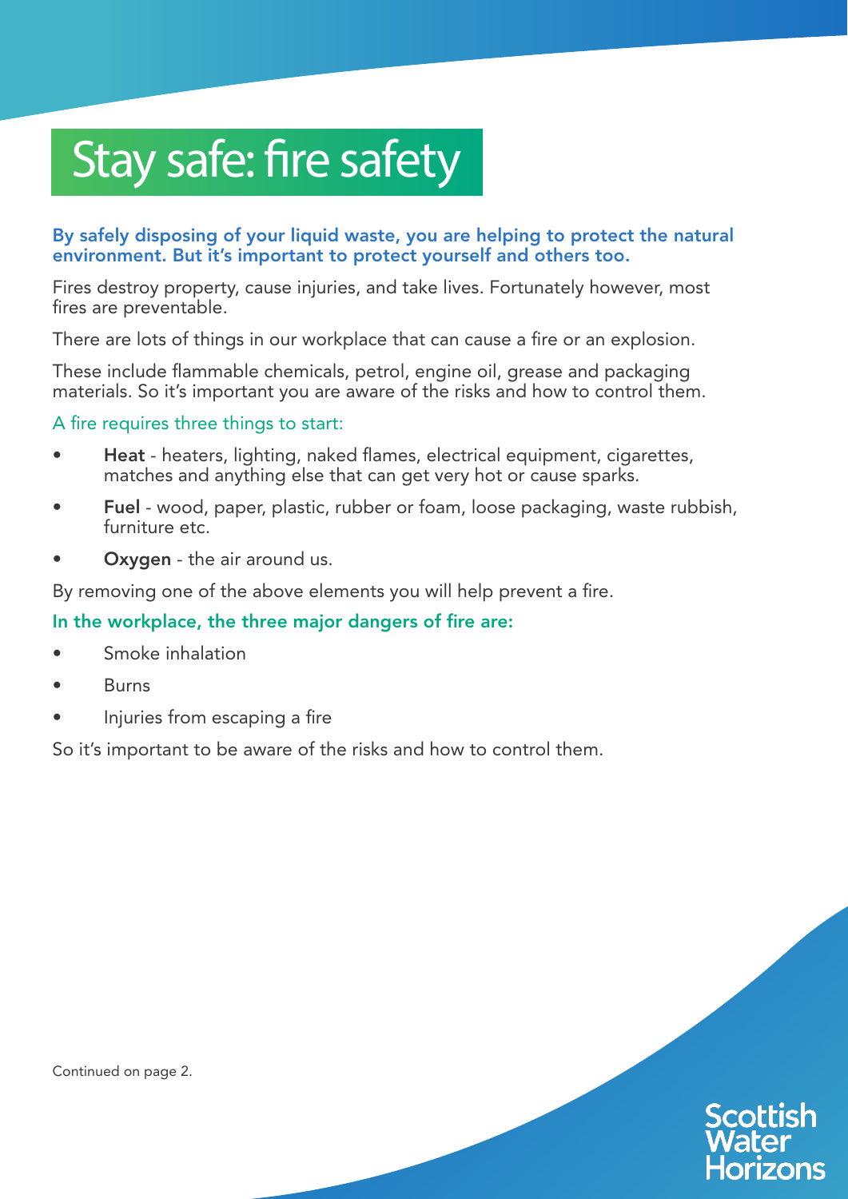# Stay safe: fire safety

**By safely disposing of your liquid waste, you are helping to protect the natural environment. But it's important to protect yourself and others too.**

Fires destroy property, cause injuries, and take lives. Fortunately however, most fires are preventable.

There are lots of things in our workplace that can cause a fire or an explosion.

These include flammable chemicals, petrol, engine oil, grease and packaging materials. So it's important you are aware of the risks and how to control them.

A fire requires three things to start:

- **Heat** - heaters, lighting, naked flames, electrical equipment, cigarettes, matches and anything else that can get very hot or cause sparks.
- **Fuel** - wood, paper, plastic, rubber or foam, loose packaging, waste rubbish, furniture etc.
- **Oxygen** - the air around us.

By removing one of the above elements you will help prevent a fire.

**In the workplace, the three major dangers of fire are:**

- Smoke inhalation
- Burns
- Injuries from escaping a fire

So it's important to be aware of the risks and how to control them.

Continued on page 2.

Scottish Water Horizons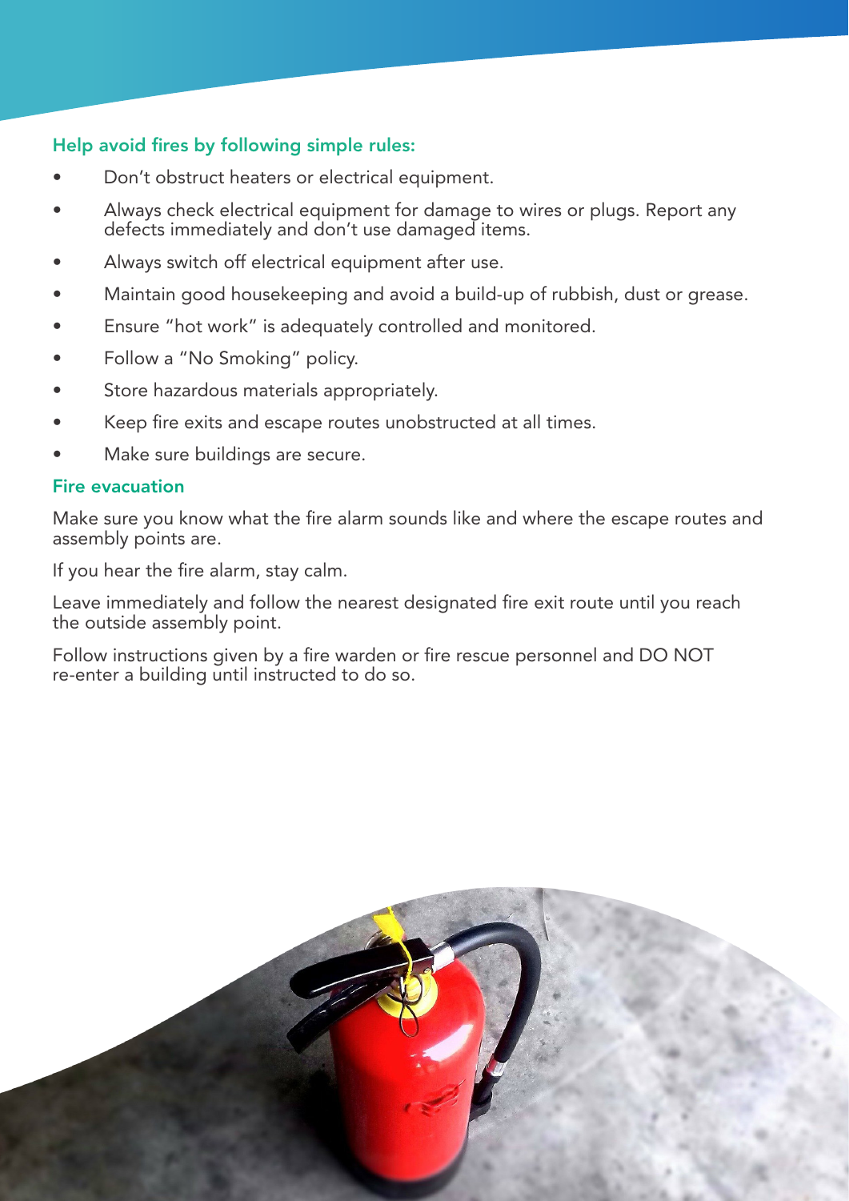### Help avoid fires by following simple rules:

- Don't obstruct heaters or electrical equipment.
- Always check electrical equipment for damage to wires or plugs. Report any defects immediately and don't use damaged items.
- Always switch off electrical equipment after use.
- Maintain good housekeeping and avoid a build-up of rubbish, dust or grease.
- Ensure "hot work" is adequately controlled and monitored.
- Follow a "No Smoking" policy.
- Store hazardous materials appropriately.
- Keep fire exits and escape routes unobstructed at all times.
- Make sure buildings are secure.

### Fire evacuation

Make sure you know what the fire alarm sounds like and where the escape routes and assembly points are.

If you hear the fire alarm, stay calm.

Leave immediately and follow the nearest designated fire exit route until you reach the outside assembly point.

Follow instructions given by a fire warden or fire rescue personnel and DO NOT re-enter a building until instructed to do so.